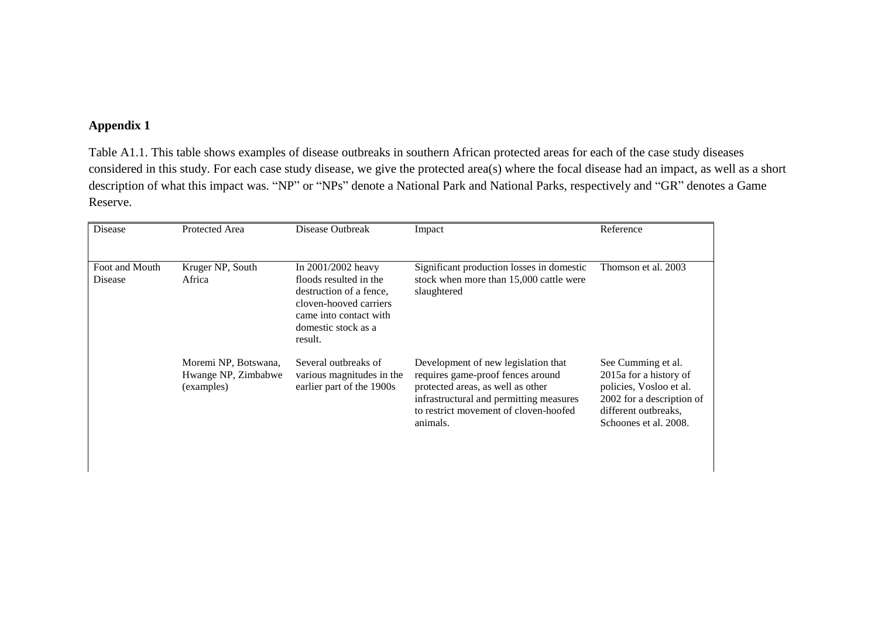## Appendix 1

Table A1.1. This table shows examples of disease outbreaks in southern African protected areas for each of the case study diseases considered in this study. For each case study disease, we give the protected area(s) where the focal disease had an impact, as well as a short description of what this impact was. "NP" or "NPs" denote a National Park and National Parks, respectively and "GR" denotes a Game Reserve.

| Disease | Protected Area | Disease Outbreak | Impact | Reference |
|---|---|---|---|---|
| Foot and Mouth Disease | Kruger NP, South Africa | In 2001/2002 heavy floods resulted in the destruction of a fence, cloven-hooved carriers came into contact with domestic stock as a result. | Significant production losses in domestic stock when more than 15,000 cattle were slaughtered | Thomson et al. 2003 |
| | Moremi NP, Botswana, Hwange NP, Zimbabwe (examples) | Several outbreaks of various magnitudes in the earlier part of the 1900s | Development of new legislation that requires game-proof fences around protected areas, as well as other infrastructural and permitting measures to restrict movement of cloven-hoofed animals. | See Cumming et al. 2015a for a history of policies, Vosloo et al. 2002 for a description of different outbreaks, Schoones et al. 2008. |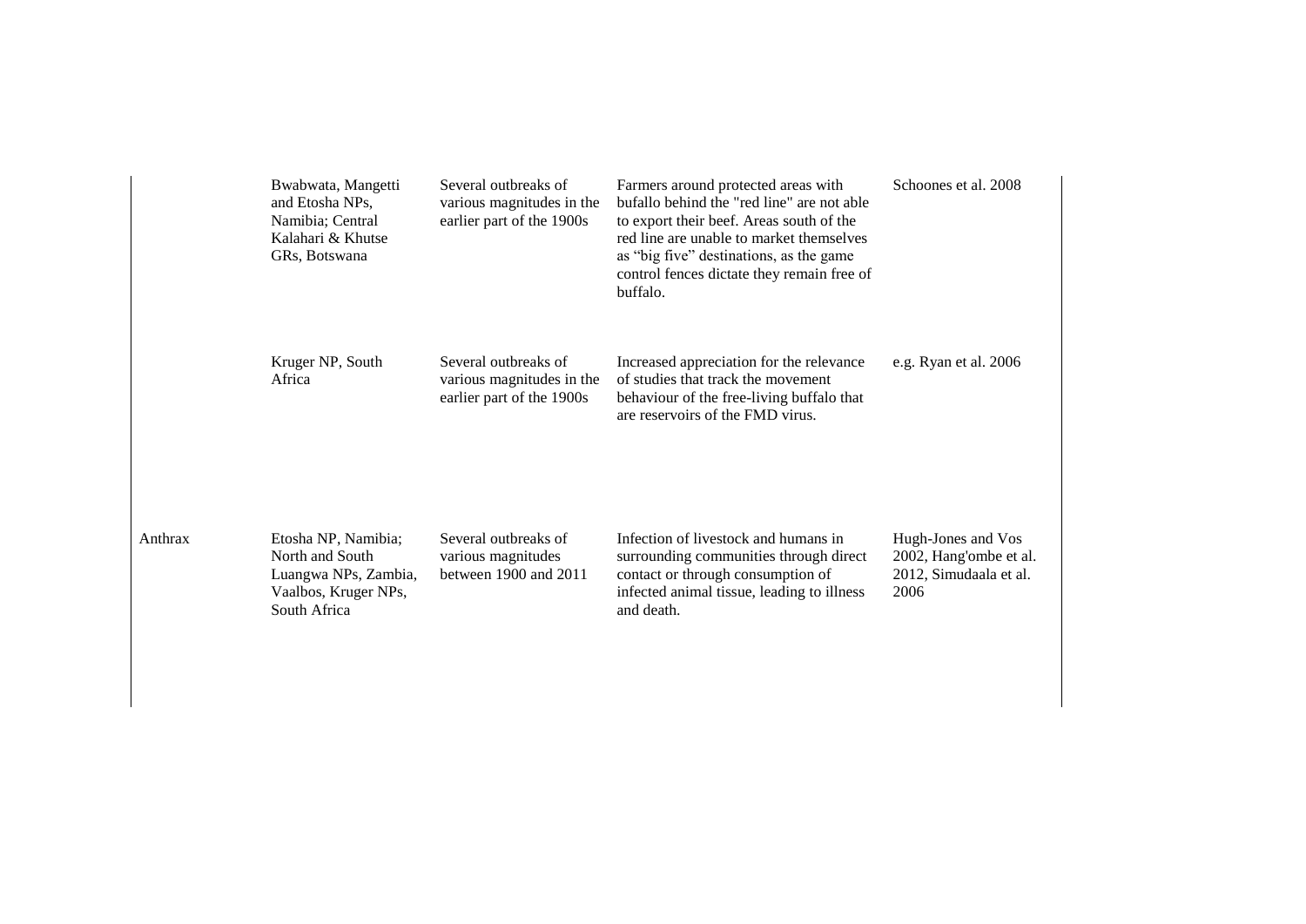| | | | | |
|---|---|---|---|---|
| | Bwabwata, Mangetti and Etosha NPs, Namibia; Central Kalahari & Khutse GRs, Botswana | Several outbreaks of various magnitudes in the earlier part of the 1900s | Farmers around protected areas with bufallo behind the "red line" are not able to export their beef. Areas south of the red line are unable to market themselves as "big five" destinations, as the game control fences dictate they remain free of buffalo. | Schoones et al. 2008 |
| | Kruger NP, South Africa | Several outbreaks of various magnitudes in the earlier part of the 1900s | Increased appreciation for the relevance of studies that track the movement behaviour of the free-living buffalo that are reservoirs of the FMD virus. | e.g. Ryan et al. 2006 |
| Anthrax | Etosha NP, Namibia; North and South Luangwa NPs, Zambia, Vaalbos, Kruger NPs, South Africa | Several outbreaks of various magnitudes between 1900 and 2011 | Infection of livestock and humans in surrounding communities through direct contact or through consumption of infected animal tissue, leading to illness and death. | Hugh-Jones and Vos 2002, Hang'ombe et al. 2012, Simudaala et al. 2006 |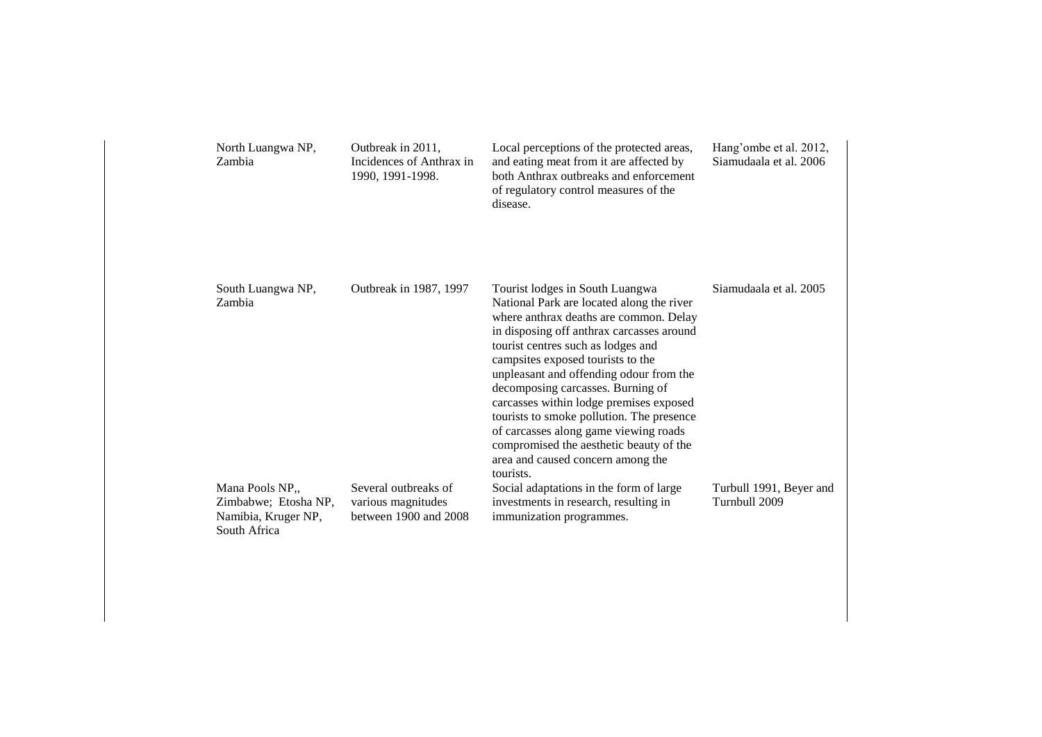| | | | |
|---|---|---|---|
| North Luangwa NP, Zambia | Outbreak in 2011, Incidences of Anthrax in 1990, 1991-1998. | Local perceptions of the protected areas, and eating meat from it are affected by both Anthrax outbreaks and enforcement of regulatory control measures of the disease. | Hang'ombe et al. 2012, Siamudaala et al. 2006 |
| South Luangwa NP, Zambia | Outbreak in 1987, 1997 | Tourist lodges in South Luangwa National Park are located along the river where anthrax deaths are common. Delay in disposing off anthrax carcasses around tourist centres such as lodges and campsites exposed tourists to the unpleasant and offending odour from the decomposing carcasses. Burning of carcasses within lodge premises exposed tourists to smoke pollution. The presence of carcasses along game viewing roads compromised the aesthetic beauty of the area and caused concern among the tourists. | Siamudaala et al. 2005 |
| Mana Pools NP,, Zimbabwe; Etosha NP, Namibia, Kruger NP, South Africa | Several outbreaks of various magnitudes between 1900 and 2008 | Social adaptations in the form of large investments in research, resulting in immunization programmes. | Turbull 1991, Beyer and Turnbull 2009 |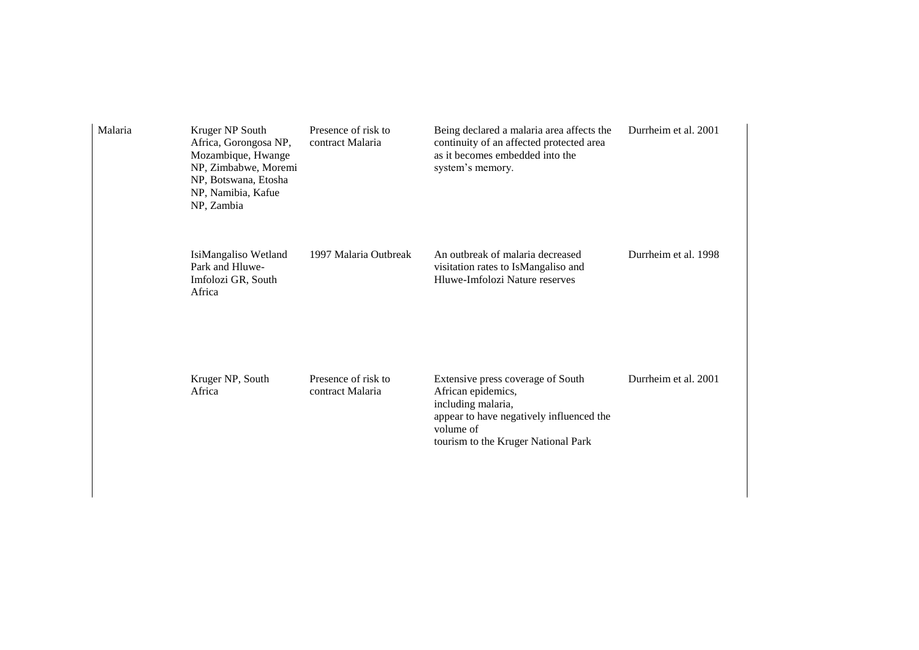| | | | | |
|---|---|---|---|---|
| Malaria | Kruger NP South Africa, Gorongosa NP, Mozambique, Hwange NP, Zimbabwe, Moremi NP, Botswana, Etosha NP, Namibia, Kafue NP, Zambia | Presence of risk to contract Malaria | Being declared a malaria area affects the continuity of an affected protected area as it becomes embedded into the system's memory. | Durrheim et al. 2001 |
| | IsiMangaliso Wetland Park and Hluwe-Imfolozi GR, South Africa | 1997 Malaria Outbreak | An outbreak of malaria decreased visitation rates to IsMangaliso and Hluwe-Imfolozi Nature reserves | Durrheim et al. 1998 |
| | Kruger NP, South Africa | Presence of risk to contract Malaria | Extensive press coverage of South African epidemics, including malaria, appear to have negatively influenced the volume of tourism to the Kruger National Park | Durrheim et al. 2001 |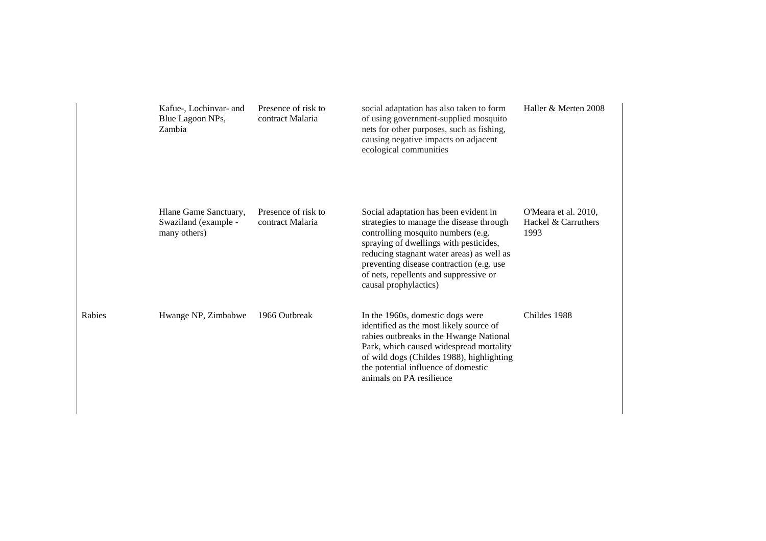|  |  |  |  |  |
|---|---|---|---|---|
|  | Kafue-, Lochinvar- and Blue Lagoon NPs, Zambia | Presence of risk to contract Malaria | social adaptation has also taken to form of using government-supplied mosquito nets for other purposes, such as fishing, causing negative impacts on adjacent ecological communities | Haller & Merten 2008 |
|  | Hlane Game Sanctuary, Swaziland (example - many others) | Presence of risk to contract Malaria | Social adaptation has been evident in strategies to manage the disease through controlling mosquito numbers (e.g. spraying of dwellings with pesticides, reducing stagnant water areas) as well as preventing disease contraction (e.g. use of nets, repellents and suppressive or causal prophylactics) | O'Meara et al. 2010, Hackel & Carruthers 1993 |
| Rabies | Hwange NP, Zimbabwe | 1966 Outbreak | In the 1960s, domestic dogs were identified as the most likely source of rabies outbreaks in the Hwange National Park, which caused widespread mortality of wild dogs (Childes 1988), highlighting the potential influence of domestic animals on PA resilience | Childes 1988 |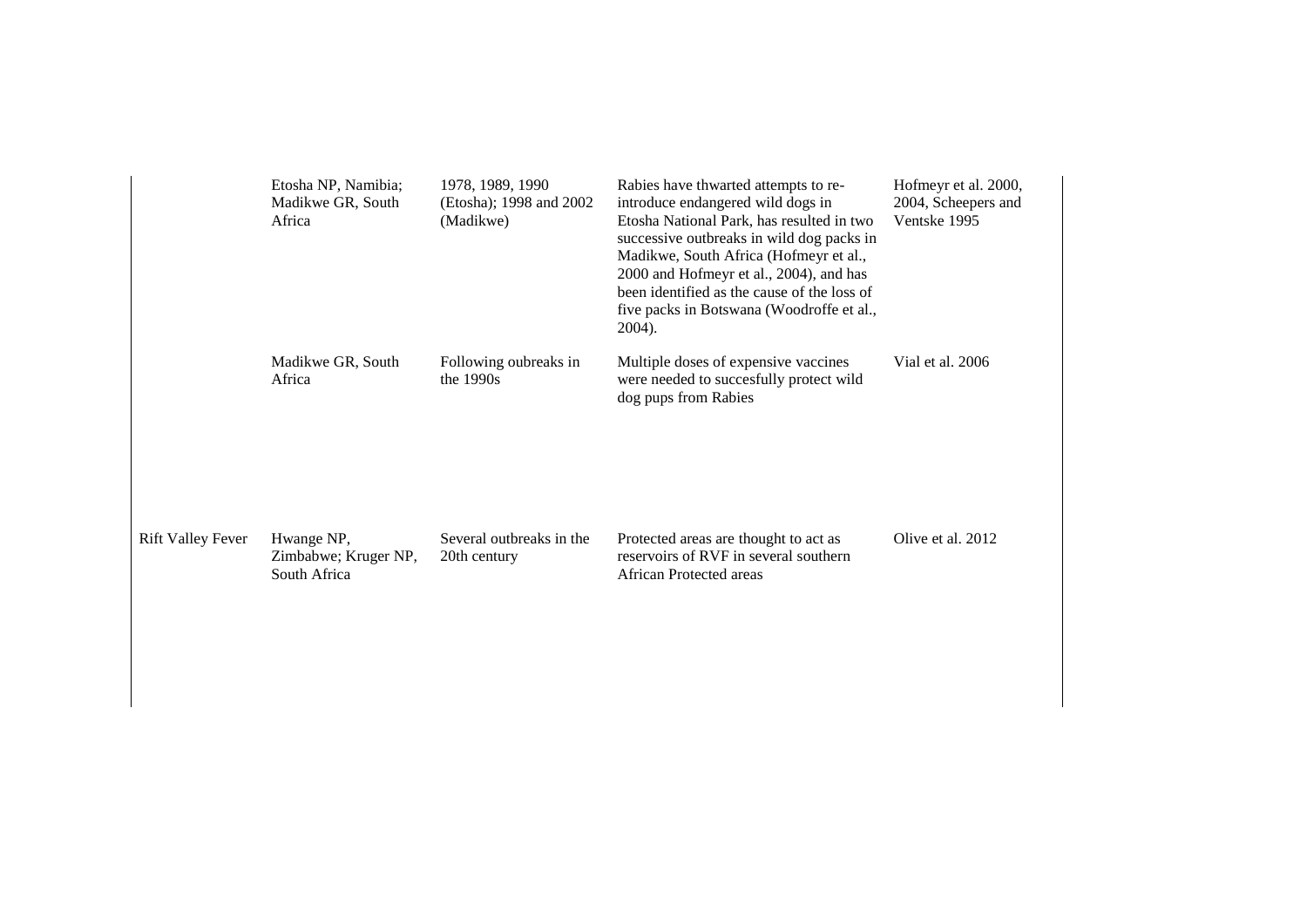| | | | | |
|---|---|---|---|---|
| | Etosha NP, Namibia; Madikwe GR, South Africa | 1978, 1989, 1990 (Etosha); 1998 and 2002 (Madikwe) | Rabies have thwarted attempts to re-introduce endangered wild dogs in Etosha National Park, has resulted in two successive outbreaks in wild dog packs in Madikwe, South Africa (Hofmeyr et al., 2000 and Hofmeyr et al., 2004), and has been identified as the cause of the loss of five packs in Botswana (Woodroffe et al., 2004). | Hofmeyr et al. 2000, 2004, Scheepers and Ventske 1995 |
| | Madikwe GR, South Africa | Following oubreaks in the 1990s | Multiple doses of expensive vaccines were needed to succesfully protect wild dog pups from Rabies | Vial et al. 2006 |
| Rift Valley Fever | Hwange NP, Zimbabwe; Kruger NP, South Africa | Several outbreaks in the 20th century | Protected areas are thought to act as reservoirs of RVF in several southern African Protected areas | Olive et al. 2012 |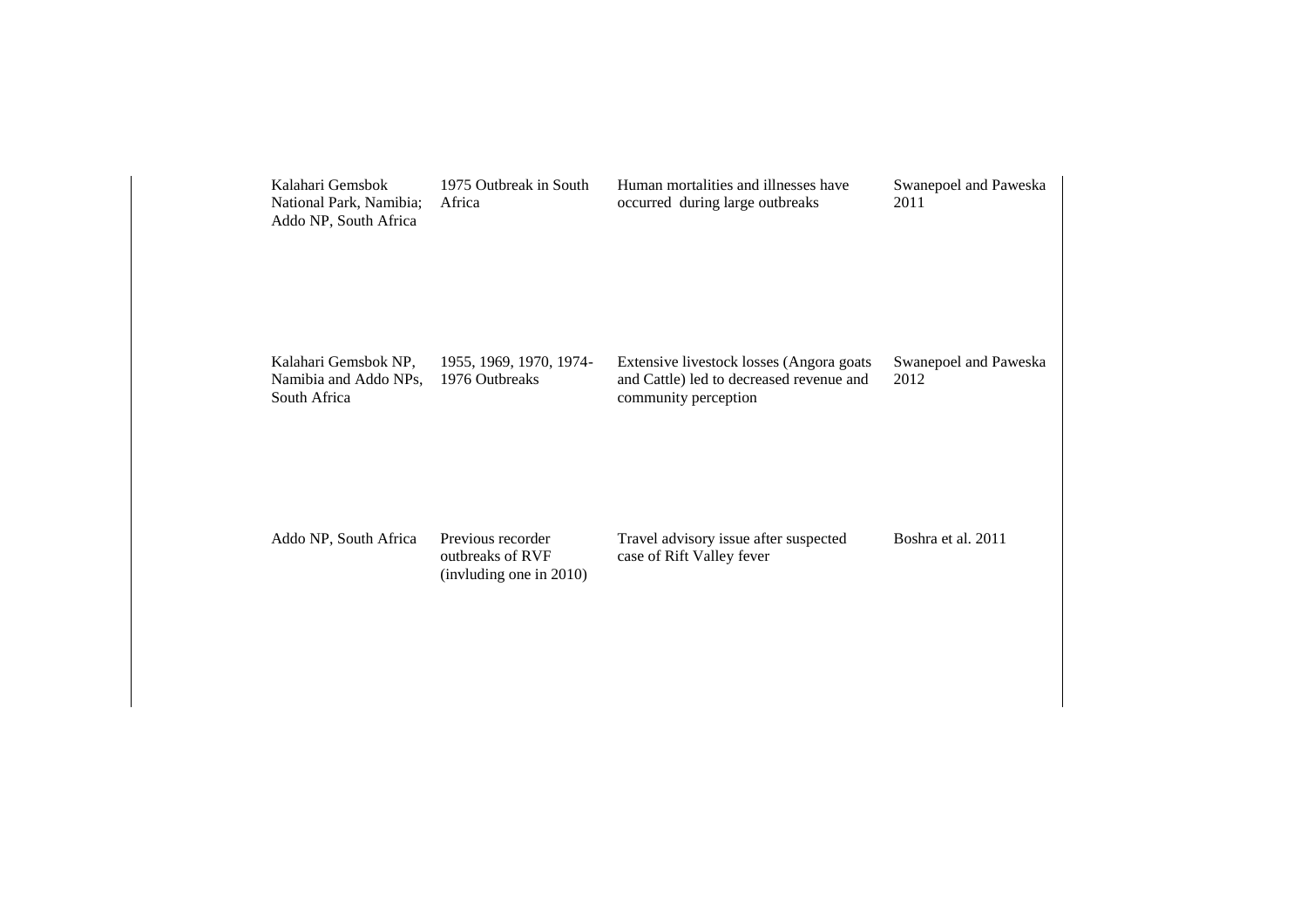| | | | |
|---|---|---|---|
| Kalahari Gemsbok National Park, Namibia; Addo NP, South Africa | 1975 Outbreak in South Africa | Human mortalities and illnesses have occurred during large outbreaks | Swanepoel and Paweska 2011 |
| Kalahari Gemsbok NP, Namibia and Addo NPs, South Africa | 1955, 1969, 1970, 1974-1976 Outbreaks | Extensive livestock losses (Angora goats and Cattle) led to decreased revenue and community perception | Swanepoel and Paweska 2012 |
| Addo NP, South Africa | Previous recorder outbreaks of RVF (invluding one in 2010) | Travel advisory issue after suspected case of Rift Valley fever | Boshra et al. 2011 |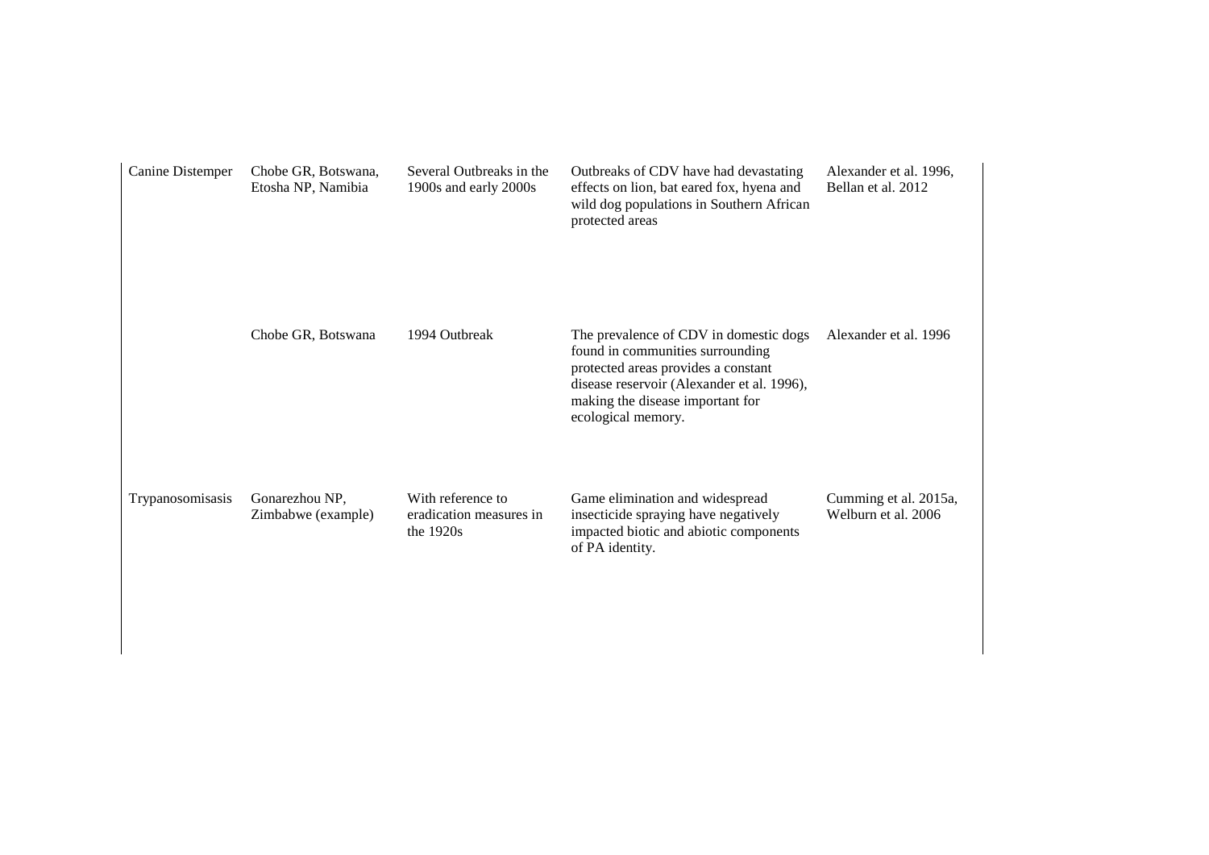| | | | | |
|---|---|---|---|---|
| Canine Distemper | Chobe GR, Botswana, Etosha NP, Namibia | Several Outbreaks in the 1900s and early 2000s | Outbreaks of CDV have had devastating effects on lion, bat eared fox, hyena and wild dog populations in Southern African protected areas | Alexander et al. 1996, Bellan et al. 2012 |
| | Chobe GR, Botswana | 1994 Outbreak | The prevalence of CDV in domestic dogs found in communities surrounding protected areas provides a constant disease reservoir (Alexander et al. 1996), making the disease important for ecological memory. | Alexander et al. 1996 |
| Trypanosomisasis | Gonarezhou NP, Zimbabwe (example) | With reference to eradication measures in the 1920s | Game elimination and widespread insecticide spraying have negatively impacted biotic and abiotic components of PA identity. | Cumming et al. 2015a, Welburn et al. 2006 |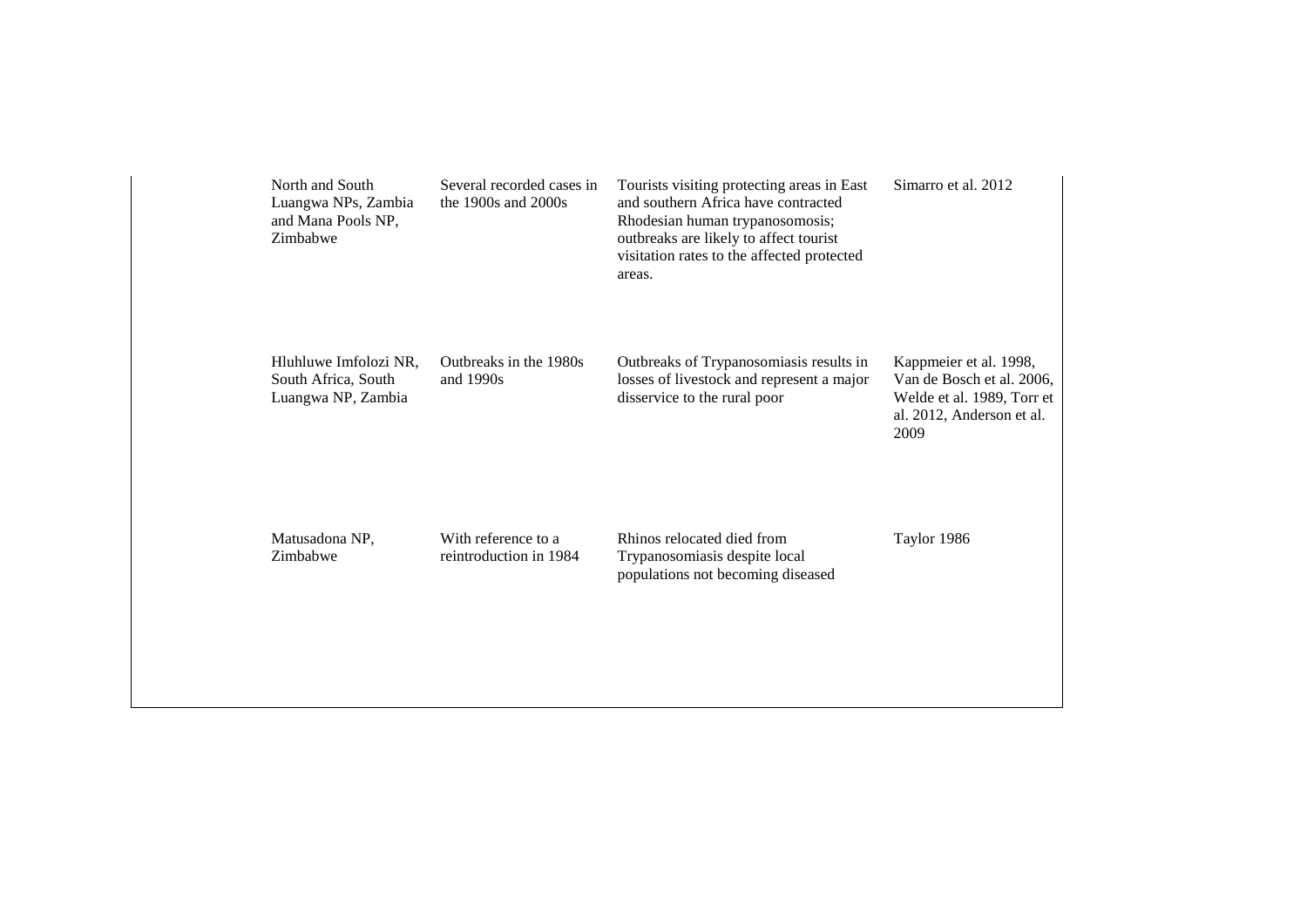| | | | |
|---|---|---|---|
| North and South Luangwa NPs, Zambia and Mana Pools NP, Zimbabwe | Several recorded cases in the 1900s and 2000s | Tourists visiting protecting areas in East and southern Africa have contracted Rhodesian human trypanosomosis; outbreaks are likely to affect tourist visitation rates to the affected protected areas. | Simarro et al. 2012 |
| Hluhluwe Imfolozi NR, South Africa, South Luangwa NP, Zambia | Outbreaks in the 1980s and 1990s | Outbreaks of Trypanosomiasis results in losses of livestock and represent a major disservice to the rural poor | Kappmeier et al. 1998, Van de Bosch et al. 2006, Welde et al. 1989, Torr et al. 2012, Anderson et al. 2009 |
| Matusadona NP, Zimbabwe | With reference to a reintroduction in 1984 | Rhinos relocated died from Trypanosomiasis despite local populations not becoming diseased | Taylor 1986 |